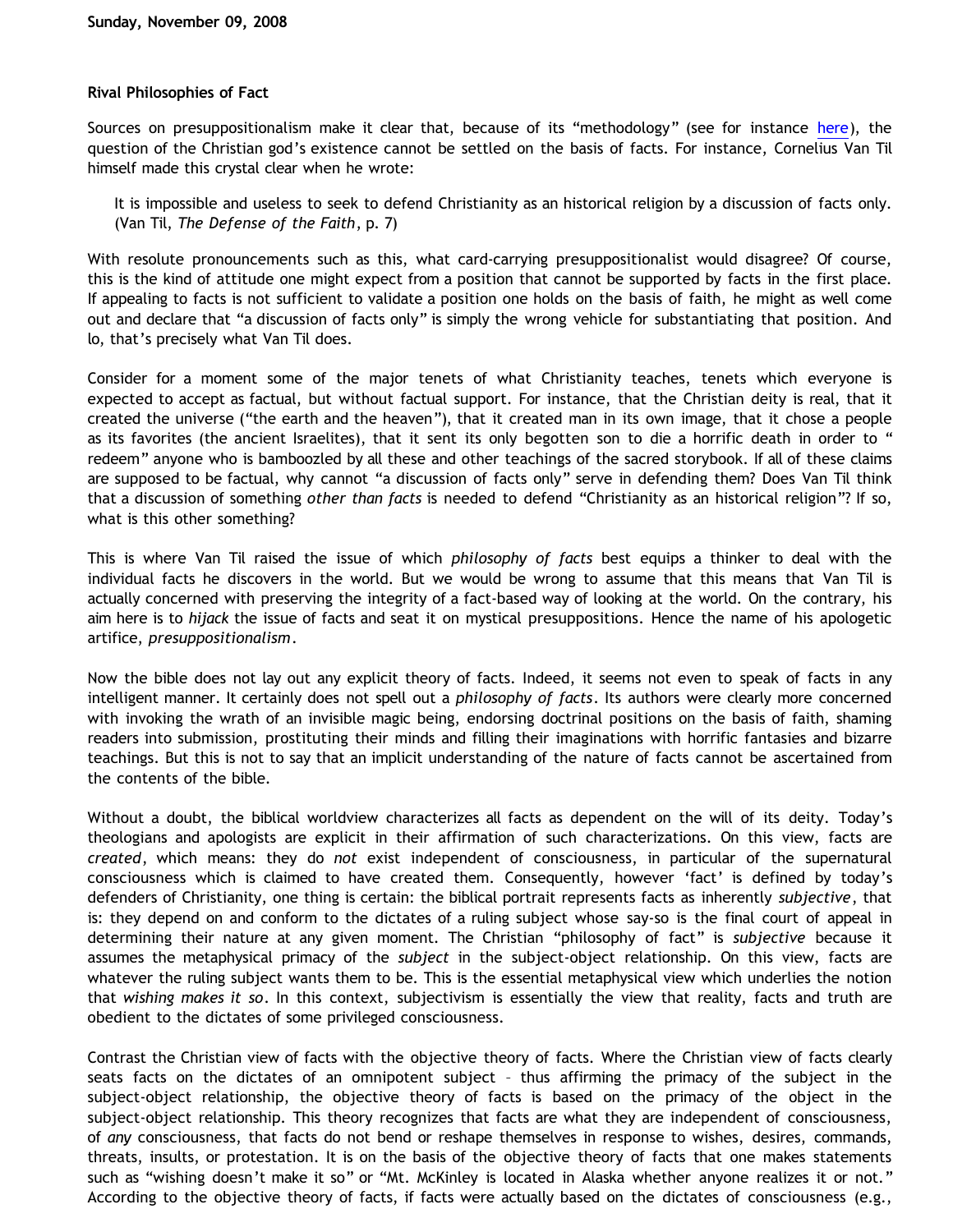Sunday, November 09, 2008

**Rival Philosophies of Fact**

Sources on presuppositionalism make it clear that, because of its "methodology" (see for instance here), the question of the Christian god's existence cannot be settled on the basis of facts. For instance, Cornelius Van Til himself made this crystal clear when he wrote:

> It is impossible and useless to seek to defend Christianity as an historical religion by a discussion of facts only. (Van Til, *The Defense of the Faith*, p. 7)

With resolute pronouncements such as this, what card-carrying presuppositionalist would disagree? Of course, this is the kind of attitude one might expect from a position that cannot be supported by facts in the first place. If appealing to facts is not sufficient to validate a position one holds on the basis of faith, he might as well come out and declare that "a discussion of facts only" is simply the wrong vehicle for substantiating that position. And lo, that's precisely what Van Til does.

Consider for a moment some of the major tenets of what Christianity teaches, tenets which everyone is expected to accept as factual, but without factual support. For instance, that the Christian deity is real, that it created the universe ("the earth and the heaven"), that it created man in its own image, that it chose a people as its favorites (the ancient Israelites), that it sent its only begotten son to die a horrific death in order to " redeem" anyone who is bamboozled by all these and other teachings of the sacred storybook. If all of these claims are supposed to be factual, why cannot "a discussion of facts only" serve in defending them? Does Van Til think that a discussion of something *other than facts* is needed to defend "Christianity as an historical religion"? If so, what is this other something?

This is where Van Til raised the issue of which *philosophy of facts* best equips a thinker to deal with the individual facts he discovers in the world. But we would be wrong to assume that this means that Van Til is actually concerned with preserving the integrity of a fact-based way of looking at the world. On the contrary, his aim here is to *hijack* the issue of facts and seat it on mystical presuppositions. Hence the name of his apologetic artifice, *presuppositionalism*.

Now the bible does not lay out any explicit theory of facts. Indeed, it seems not even to speak of facts in any intelligent manner. It certainly does not spell out a *philosophy of facts*. Its authors were clearly more concerned with invoking the wrath of an invisible magic being, endorsing doctrinal positions on the basis of faith, shaming readers into submission, prostituting their minds and filling their imaginations with horrific fantasies and bizarre teachings. But this is not to say that an implicit understanding of the nature of facts cannot be ascertained from the contents of the bible.

Without a doubt, the biblical worldview characterizes all facts as dependent on the will of its deity. Today's theologians and apologists are explicit in their affirmation of such characterizations. On this view, facts are *created*, which means: they do *not* exist independent of consciousness, in particular of the supernatural consciousness which is claimed to have created them. Consequently, however 'fact' is defined by today's defenders of Christianity, one thing is certain: the biblical portrait represents facts as inherently *subjective*, that is: they depend on and conform to the dictates of a ruling subject whose say-so is the final court of appeal in determining their nature at any given moment. The Christian "philosophy of fact" is *subjective* because it assumes the metaphysical primacy of the *subject* in the subject-object relationship. On this view, facts are whatever the ruling subject wants them to be. This is the essential metaphysical view which underlies the notion that *wishing makes it so*. In this context, subjectivism is essentially the view that reality, facts and truth are obedient to the dictates of some privileged consciousness.

Contrast the Christian view of facts with the objective theory of facts. Where the Christian view of facts clearly seats facts on the dictates of an omnipotent subject – thus affirming the primacy of the subject in the subject-object relationship, the objective theory of facts is based on the primacy of the object in the subject-object relationship. This theory recognizes that facts are what they are independent of consciousness, of *any* consciousness, that facts do not bend or reshape themselves in response to wishes, desires, commands, threats, insults, or protestation. It is on the basis of the objective theory of facts that one makes statements such as "wishing doesn't make it so" or "Mt. McKinley is located in Alaska whether anyone realizes it or not." According to the objective theory of facts, if facts were actually based on the dictates of consciousness (e.g.,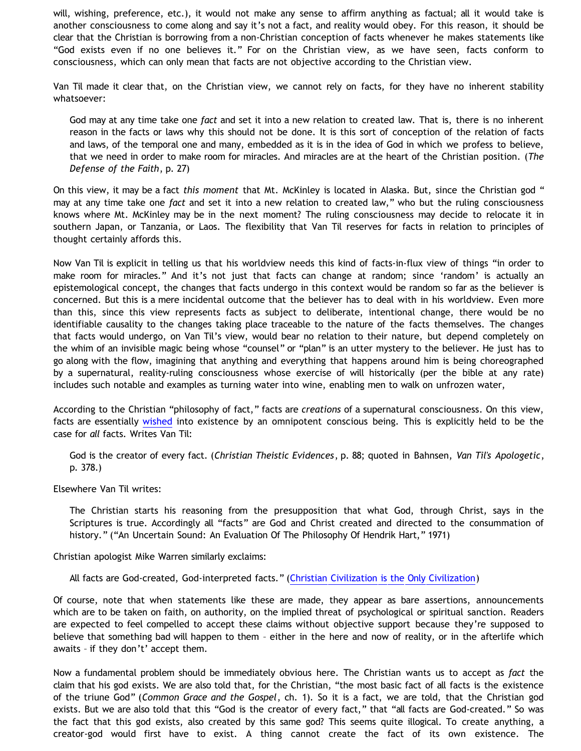will, wishing, preference, etc.), it would not make any sense to affirm anything as factual; all it would take is another consciousness to come along and say it's not a fact, and reality would obey. For this reason, it should be clear that the Christian is borrowing from a non-Christian conception of facts whenever he makes statements like "God exists even if no one believes it." For on the Christian view, as we have seen, facts conform to consciousness, which can only mean that facts are not objective according to the Christian view.

Van Til made it clear that, on the Christian view, we cannot rely on facts, for they have no inherent stability whatsoever:

> God may at any time take one *fact* and set it into a new relation to created law. That is, there is no inherent reason in the facts or laws why this should not be done. It is this sort of conception of the relation of facts and laws, of the temporal one and many, embedded as it is in the idea of God in which we profess to believe, that we need in order to make room for miracles. And miracles are at the heart of the Christian position. (*The Defense of the Faith*, p. 27)

On this view, it may be a fact *this moment* that Mt. McKinley is located in Alaska. But, since the Christian god " may at any time take one *fact* and set it into a new relation to created law," who but the ruling consciousness knows where Mt. McKinley may be in the next moment? The ruling consciousness may decide to relocate it in southern Japan, or Tanzania, or Laos. The flexibility that Van Til reserves for facts in relation to principles of thought certainly affords this.

Now Van Til is explicit in telling us that his worldview needs this kind of facts-in-flux view of things "in order to make room for miracles." And it's not just that facts can change at random; since 'random' is actually an epistemological concept, the changes that facts undergo in this context would be random so far as the believer is concerned. But this is a mere incidental outcome that the believer has to deal with in his worldview. Even more than this, since this view represents facts as subject to deliberate, intentional change, there would be no identifiable causality to the changes taking place traceable to the nature of the facts themselves. The changes that facts would undergo, on Van Til's view, would bear no relation to their nature, but depend completely on the whim of an invisible magic being whose "counsel" or "plan" is an utter mystery to the believer. He just has to go along with the flow, imagining that anything and everything that happens around him is being choreographed by a supernatural, reality-ruling consciousness whose exercise of will historically (per the bible at any rate) includes such notable and examples as turning water into wine, enabling men to walk on unfrozen water,

According to the Christian "philosophy of fact," facts are *creations* of a supernatural consciousness. On this view, facts are essentially wished into existence by an omnipotent conscious being. This is explicitly held to be the case for *all* facts. Writes Van Til:

> God is the creator of every fact. (*Christian Theistic Evidences*, p. 88; quoted in Bahnsen, *Van Til's Apologetic*, p. 378.)

Elsewhere Van Til writes:

> The Christian starts his reasoning from the presupposition that what God, through Christ, says in the Scriptures is true. Accordingly all "facts" are God and Christ created and directed to the consummation of history." ("An Uncertain Sound: An Evaluation Of The Philosophy Of Hendrik Hart," 1971)

Christian apologist Mike Warren similarly exclaims:

> All facts are God-created, God-interpreted facts." (Christian Civilization is the Only Civilization)

Of course, note that when statements like these are made, they appear as bare assertions, announcements which are to be taken on faith, on authority, on the implied threat of psychological or spiritual sanction. Readers are expected to feel compelled to accept these claims without objective support because they're supposed to believe that something bad will happen to them – either in the here and now of reality, or in the afterlife which awaits – if they don't' accept them.

Now a fundamental problem should be immediately obvious here. The Christian wants us to accept as *fact* the claim that his god exists. We are also told that, for the Christian, "the most basic fact of all facts is the existence of the triune God" (*Common Grace and the Gospel*, ch. 1). So it is a fact, we are told, that the Christian god exists. But we are also told that this "God is the creator of every fact," that "all facts are God-created." So was the fact that this god exists, also created by this same god? This seems quite illogical. To create anything, a creator-god would first have to exist. A thing cannot create the fact of its own existence. The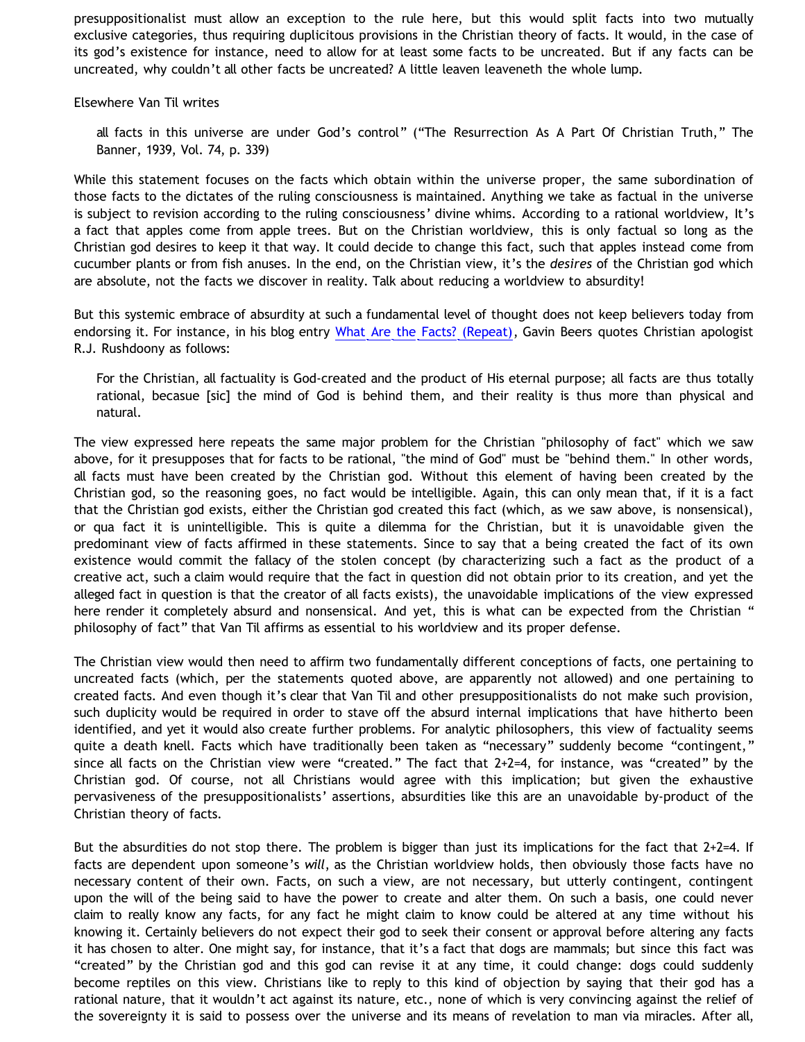presuppositionalist must allow an exception to the rule here, but this would split facts into two mutually exclusive categories, thus requiring duplicitous provisions in the Christian theory of facts. It would, in the case of its god's existence for instance, need to allow for at least some facts to be uncreated. But if any facts can be uncreated, why couldn't all other facts be uncreated? A little leaven leaveneth the whole lump.

Elsewhere Van Til writes

> all facts in this universe are under God's control" ("The Resurrection As A Part Of Christian Truth," The Banner, 1939, Vol. 74, p. 339)

While this statement focuses on the facts which obtain within the universe proper, the same subordination of those facts to the dictates of the ruling consciousness is maintained. Anything we take as factual in the universe is subject to revision according to the ruling consciousness' divine whims. According to a rational worldview, It's a fact that apples come from apple trees. But on the Christian worldview, this is only factual so long as the Christian god desires to keep it that way. It could decide to change this fact, such that apples instead come from cucumber plants or from fish anuses. In the end, on the Christian view, it's the *desires* of the Christian god which are absolute, not the facts we discover in reality. Talk about reducing a worldview to absurdity!

But this systemic embrace of absurdity at such a fundamental level of thought does not keep believers today from endorsing it. For instance, in his blog entry [What Are the Facts? (Repeat)](), Gavin Beers quotes Christian apologist R.J. Rushdoony as follows:

> For the Christian, all factuality is God-created and the product of His eternal purpose; all facts are thus totally rational, becasue [sic] the mind of God is behind them, and their reality is thus more than physical and natural.

The view expressed here repeats the same major problem for the Christian "philosophy of fact" which we saw above, for it presupposes that for facts to be rational, "the mind of God" must be "behind them." In other words, all facts must have been created by the Christian god. Without this element of having been created by the Christian god, so the reasoning goes, no fact would be intelligible. Again, this can only mean that, if it is a fact that the Christian god exists, either the Christian god created this fact (which, as we saw above, is nonsensical), or qua fact it is unintelligible. This is quite a dilemma for the Christian, but it is unavoidable given the predominant view of facts affirmed in these statements. Since to say that a being created the fact of its own existence would commit the fallacy of the stolen concept (by characterizing such a fact as the product of a creative act, such a claim would require that the fact in question did not obtain prior to its creation, and yet the alleged fact in question is that the creator of all facts exists), the unavoidable implications of the view expressed here render it completely absurd and nonsensical. And yet, this is what can be expected from the Christian " philosophy of fact" that Van Til affirms as essential to his worldview and its proper defense.

The Christian view would then need to affirm two fundamentally different conceptions of facts, one pertaining to uncreated facts (which, per the statements quoted above, are apparently not allowed) and one pertaining to created facts. And even though it's clear that Van Til and other presuppositionalists do not make such provision, such duplicity would be required in order to stave off the absurd internal implications that have hitherto been identified, and yet it would also create further problems. For analytic philosophers, this view of factuality seems quite a death knell. Facts which have traditionally been taken as "necessary" suddenly become "contingent," since all facts on the Christian view were "created." The fact that 2+2=4, for instance, was "created" by the Christian god. Of course, not all Christians would agree with this implication; but given the exhaustive pervasiveness of the presuppositionalists' assertions, absurdities like this are an unavoidable by-product of the Christian theory of facts.

But the absurdities do not stop there. The problem is bigger than just its implications for the fact that 2+2=4. If facts are dependent upon someone's *will*, as the Christian worldview holds, then obviously those facts have no necessary content of their own. Facts, on such a view, are not necessary, but utterly contingent, contingent upon the will of the being said to have the power to create and alter them. On such a basis, one could never claim to really know any facts, for any fact he might claim to know could be altered at any time without his knowing it. Certainly believers do not expect their god to seek their consent or approval before altering any facts it has chosen to alter. One might say, for instance, that it's a fact that dogs are mammals; but since this fact was "created" by the Christian god and this god can revise it at any time, it could change: dogs could suddenly become reptiles on this view. Christians like to reply to this kind of objection by saying that their god has a rational nature, that it wouldn't act against its nature, etc., none of which is very convincing against the relief of the sovereignty it is said to possess over the universe and its means of revelation to man via miracles. After all,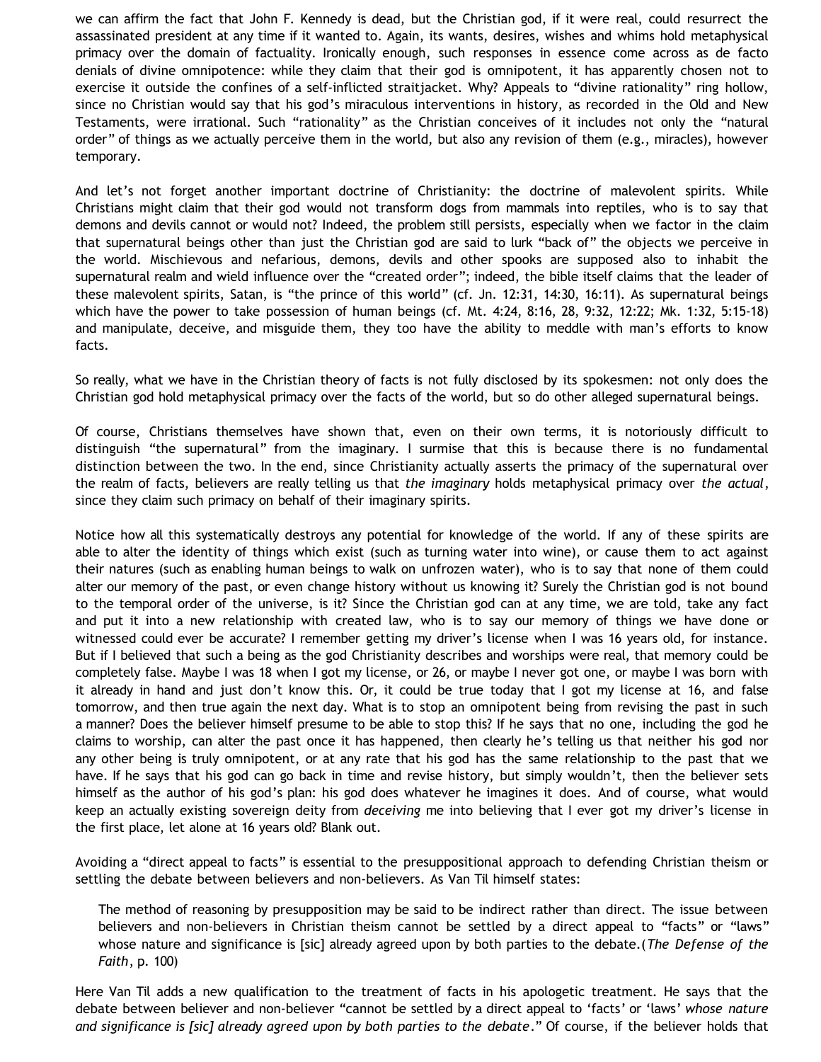we can affirm the fact that John F. Kennedy is dead, but the Christian god, if it were real, could resurrect the assassinated president at any time if it wanted to. Again, its wants, desires, wishes and whims hold metaphysical primacy over the domain of factuality. Ironically enough, such responses in essence come across as de facto denials of divine omnipotence: while they claim that their god is omnipotent, it has apparently chosen not to exercise it outside the confines of a self-inflicted straitjacket. Why? Appeals to "divine rationality" ring hollow, since no Christian would say that his god's miraculous interventions in history, as recorded in the Old and New Testaments, were irrational. Such "rationality" as the Christian conceives of it includes not only the "natural order" of things as we actually perceive them in the world, but also any revision of them (e.g., miracles), however temporary.

And let's not forget another important doctrine of Christianity: the doctrine of malevolent spirits. While Christians might claim that their god would not transform dogs from mammals into reptiles, who is to say that demons and devils cannot or would not? Indeed, the problem still persists, especially when we factor in the claim that supernatural beings other than just the Christian god are said to lurk "back of" the objects we perceive in the world. Mischievous and nefarious, demons, devils and other spooks are supposed also to inhabit the supernatural realm and wield influence over the "created order"; indeed, the bible itself claims that the leader of these malevolent spirits, Satan, is "the prince of this world" (cf. Jn. 12:31, 14:30, 16:11). As supernatural beings which have the power to take possession of human beings (cf. Mt. 4:24, 8:16, 28, 9:32, 12:22; Mk. 1:32, 5:15-18) and manipulate, deceive, and misguide them, they too have the ability to meddle with man's efforts to know facts.

So really, what we have in the Christian theory of facts is not fully disclosed by its spokesmen: not only does the Christian god hold metaphysical primacy over the facts of the world, but so do other alleged supernatural beings.

Of course, Christians themselves have shown that, even on their own terms, it is notoriously difficult to distinguish "the supernatural" from the imaginary. I surmise that this is because there is no fundamental distinction between the two. In the end, since Christianity actually asserts the primacy of the supernatural over the realm of facts, believers are really telling us that *the imaginary* holds metaphysical primacy over *the actual*, since they claim such primacy on behalf of their imaginary spirits.

Notice how all this systematically destroys any potential for knowledge of the world. If any of these spirits are able to alter the identity of things which exist (such as turning water into wine), or cause them to act against their natures (such as enabling human beings to walk on unfrozen water), who is to say that none of them could alter our memory of the past, or even change history without us knowing it? Surely the Christian god is not bound to the temporal order of the universe, is it? Since the Christian god can at any time, we are told, take any fact and put it into a new relationship with created law, who is to say our memory of things we have done or witnessed could ever be accurate? I remember getting my driver's license when I was 16 years old, for instance. But if I believed that such a being as the god Christianity describes and worships were real, that memory could be completely false. Maybe I was 18 when I got my license, or 26, or maybe I never got one, or maybe I was born with it already in hand and just don't know this. Or, it could be true today that I got my license at 16, and false tomorrow, and then true again the next day. What is to stop an omnipotent being from revising the past in such a manner? Does the believer himself presume to be able to stop this? If he says that no one, including the god he claims to worship, can alter the past once it has happened, then clearly he's telling us that neither his god nor any other being is truly omnipotent, or at any rate that his god has the same relationship to the past that we have. If he says that his god can go back in time and revise history, but simply wouldn't, then the believer sets himself as the author of his god's plan: his god does whatever he imagines it does. And of course, what would keep an actually existing sovereign deity from *deceiving* me into believing that I ever got my driver's license in the first place, let alone at 16 years old? Blank out.

Avoiding a "direct appeal to facts" is essential to the presuppositional approach to defending Christian theism or settling the debate between believers and non-believers. As Van Til himself states:

> The method of reasoning by presupposition may be said to be indirect rather than direct. The issue between believers and non-believers in Christian theism cannot be settled by a direct appeal to "facts" or "laws" whose nature and significance is [sic] already agreed upon by both parties to the debate.(*The Defense of the Faith*, p. 100)

Here Van Til adds a new qualification to the treatment of facts in his apologetic treatment. He says that the debate between believer and non-believer "cannot be settled by a direct appeal to 'facts' or 'laws' *whose nature and significance is [sic] already agreed upon by both parties to the debate*." Of course, if the believer holds that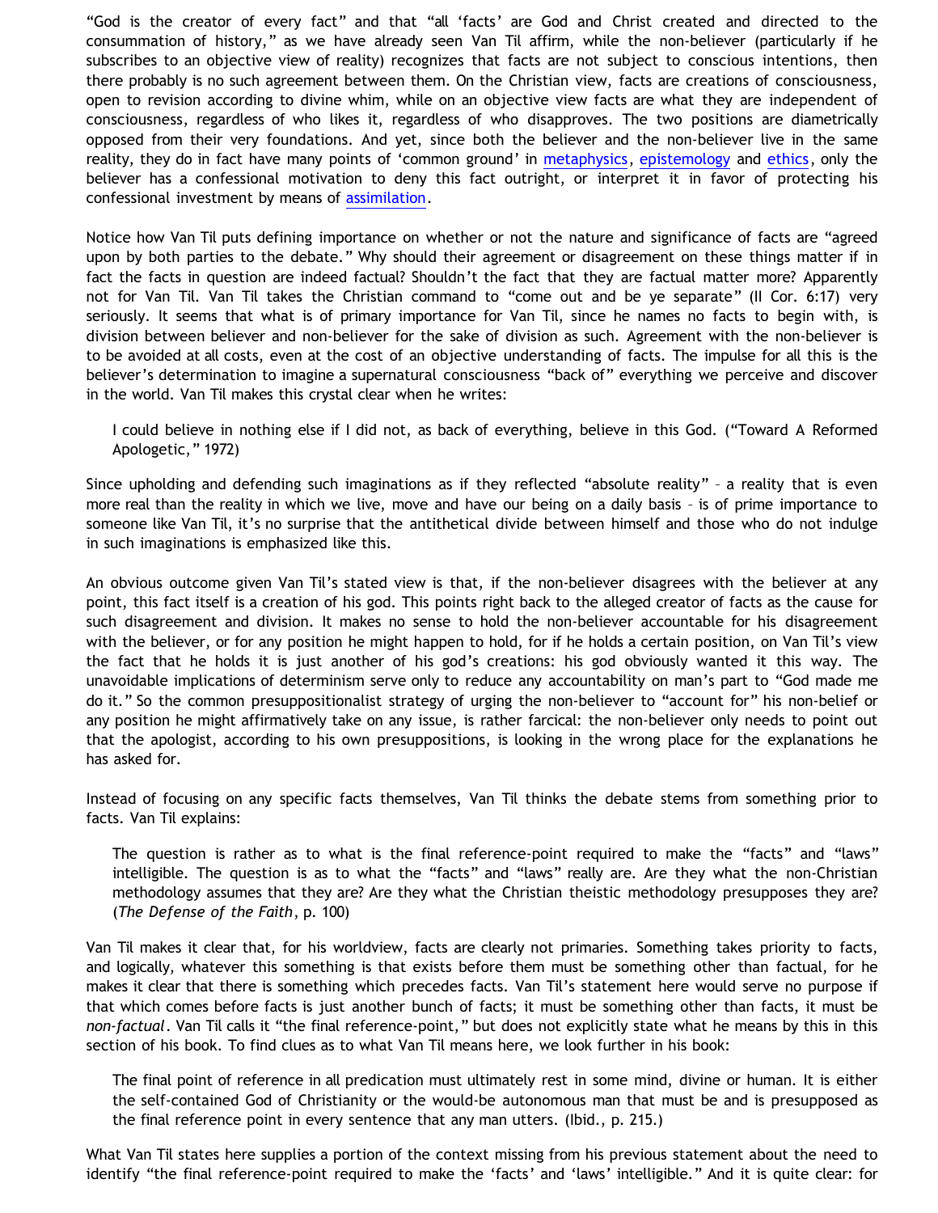"God is the creator of every fact" and that "all 'facts' are God and Christ created and directed to the consummation of history," as we have already seen Van Til affirm, while the non-believer (particularly if he subscribes to an objective view of reality) recognizes that facts are not subject to conscious intentions, then there probably is no such agreement between them. On the Christian view, facts are creations of consciousness, open to revision according to divine whim, while on an objective view facts are what they are independent of consciousness, regardless of who likes it, regardless of who disapproves. The two positions are diametrically opposed from their very foundations. And yet, since both the believer and the non-believer live in the same reality, they do in fact have many points of 'common ground' in metaphysics, epistemology and ethics, only the believer has a confessional motivation to deny this fact outright, or interpret it in favor of protecting his confessional investment by means of assimilation.

Notice how Van Til puts defining importance on whether or not the nature and significance of facts are "agreed upon by both parties to the debate." Why should their agreement or disagreement on these things matter if in fact the facts in question are indeed factual? Shouldn't the fact that they are factual matter more? Apparently not for Van Til. Van Til takes the Christian command to "come out and be ye separate" (II Cor. 6:17) very seriously. It seems that what is of primary importance for Van Til, since he names no facts to begin with, is division between believer and non-believer for the sake of division as such. Agreement with the non-believer is to be avoided at all costs, even at the cost of an objective understanding of facts. The impulse for all this is the believer's determination to imagine a supernatural consciousness "back of" everything we perceive and discover in the world. Van Til makes this crystal clear when he writes:

> I could believe in nothing else if I did not, as back of everything, believe in this God. ("Toward A Reformed Apologetic," 1972)

Since upholding and defending such imaginations as if they reflected "absolute reality" – a reality that is even more real than the reality in which we live, move and have our being on a daily basis – is of prime importance to someone like Van Til, it's no surprise that the antithetical divide between himself and those who do not indulge in such imaginations is emphasized like this.

An obvious outcome given Van Til's stated view is that, if the non-believer disagrees with the believer at any point, this fact itself is a creation of his god. This points right back to the alleged creator of facts as the cause for such disagreement and division. It makes no sense to hold the non-believer accountable for his disagreement with the believer, or for any position he might happen to hold, for if he holds a certain position, on Van Til's view the fact that he holds it is just another of his god's creations: his god obviously wanted it this way. The unavoidable implications of determinism serve only to reduce any accountability on man's part to "God made me do it." So the common presuppositionalist strategy of urging the non-believer to "account for" his non-belief or any position he might affirmatively take on any issue, is rather farcical: the non-believer only needs to point out that the apologist, according to his own presuppositions, is looking in the wrong place for the explanations he has asked for.

Instead of focusing on any specific facts themselves, Van Til thinks the debate stems from something prior to facts. Van Til explains:

> The question is rather as to what is the final reference-point required to make the "facts" and "laws" intelligible. The question is as to what the "facts" and "laws" really are. Are they what the non-Christian methodology assumes that they are? Are they what the Christian theistic methodology presupposes they are? (*The Defense of the Faith*, p. 100)

Van Til makes it clear that, for his worldview, facts are clearly not primaries. Something takes priority to facts, and logically, whatever this something is that exists before them must be something other than factual, for he makes it clear that there is something which precedes facts. Van Til's statement here would serve no purpose if that which comes before facts is just another bunch of facts; it must be something other than facts, it must be *non-factual*. Van Til calls it "the final reference-point," but does not explicitly state what he means by this in this section of his book. To find clues as to what Van Til means here, we look further in his book:

> The final point of reference in all predication must ultimately rest in some mind, divine or human. It is either the self-contained God of Christianity or the would-be autonomous man that must be and is presupposed as the final reference point in every sentence that any man utters. (Ibid., p. 215.)

What Van Til states here supplies a portion of the context missing from his previous statement about the need to identify "the final reference-point required to make the 'facts' and 'laws' intelligible." And it is quite clear: for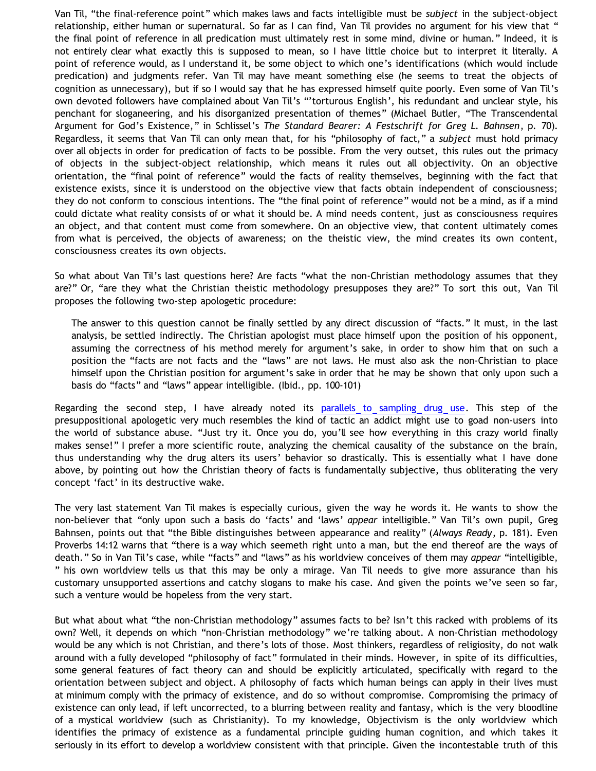Van Til, "the final-reference point" which makes laws and facts intelligible must be *subject* in the subject-object relationship, either human or supernatural. So far as I can find, Van Til provides no argument for his view that " the final point of reference in all predication must ultimately rest in some mind, divine or human." Indeed, it is not entirely clear what exactly this is supposed to mean, so I have little choice but to interpret it literally. A point of reference would, as I understand it, be some object to which one's identifications (which would include predication) and judgments refer. Van Til may have meant something else (he seems to treat the objects of cognition as unnecessary), but if so I would say that he has expressed himself quite poorly. Even some of Van Til's own devoted followers have complained about Van Til's "'torturous English', his redundant and unclear style, his penchant for sloganeering, and his disorganized presentation of themes" (Michael Butler, "The Transcendental Argument for God's Existence," in Schlissel's *The Standard Bearer: A Festschrift for Greg L. Bahnsen*, p. 70). Regardless, it seems that Van Til can only mean that, for his "philosophy of fact," a *subject* must hold primacy over all objects in order for predication of facts to be possible. From the very outset, this rules out the primacy of objects in the subject-object relationship, which means it rules out all objectivity. On an objective orientation, the "final point of reference" would the facts of reality themselves, beginning with the fact that existence exists, since it is understood on the objective view that facts obtain independent of consciousness; they do not conform to conscious intentions. The "the final point of reference" would not be a mind, as if a mind could dictate what reality consists of or what it should be. A mind needs content, just as consciousness requires an object, and that content must come from somewhere. On an objective view, that content ultimately comes from what is perceived, the objects of awareness; on the theistic view, the mind creates its own content, consciousness creates its own objects.

So what about Van Til's last questions here? Are facts "what the non-Christian methodology assumes that they are?" Or, "are they what the Christian theistic methodology presupposes they are?" To sort this out, Van Til proposes the following two-step apologetic procedure:

> The answer to this question cannot be finally settled by any direct discussion of "facts." It must, in the last analysis, be settled indirectly. The Christian apologist must place himself upon the position of his opponent, assuming the correctness of his method merely for argument's sake, in order to show him that on such a position the "facts are not facts and the "laws" are not laws. He must also ask the non-Christian to place himself upon the Christian position for argument's sake in order that he may be shown that only upon such a basis do "facts" and "laws" appear intelligible. (Ibid., pp. 100-101)

Regarding the second step, I have already noted its parallels to sampling drug use. This step of the presuppositional apologetic very much resembles the kind of tactic an addict might use to goad non-users into the world of substance abuse. "Just try it. Once you do, you'll see how everything in this crazy world finally makes sense!" I prefer a more scientific route, analyzing the chemical causality of the substance on the brain, thus understanding why the drug alters its users' behavior so drastically. This is essentially what I have done above, by pointing out how the Christian theory of facts is fundamentally subjective, thus obliterating the very concept 'fact' in its destructive wake.

The very last statement Van Til makes is especially curious, given the way he words it. He wants to show the non-believer that "only upon such a basis do 'facts' and 'laws' *appear* intelligible." Van Til's own pupil, Greg Bahnsen, points out that "the Bible distinguishes between appearance and reality" (*Always Ready*, p. 181). Even Proverbs 14:12 warns that "there is a way which seemeth right unto a man, but the end thereof are the ways of death." So in Van Til's case, while "facts" and "laws" as his worldview conceives of them may *appear* "intelligible, " his own worldview tells us that this may be only a mirage. Van Til needs to give more assurance than his customary unsupported assertions and catchy slogans to make his case. And given the points we've seen so far, such a venture would be hopeless from the very start.

But what about what "the non-Christian methodology" assumes facts to be? Isn't this racked with problems of its own? Well, it depends on which "non-Christian methodology" we're talking about. A non-Christian methodology would be any which is not Christian, and there's lots of those. Most thinkers, regardless of religiosity, do not walk around with a fully developed "philosophy of fact" formulated in their minds. However, in spite of its difficulties, some general features of fact theory can and should be explicitly articulated, specifically with regard to the orientation between subject and object. A philosophy of facts which human beings can apply in their lives must at minimum comply with the primacy of existence, and do so without compromise. Compromising the primacy of existence can only lead, if left uncorrected, to a blurring between reality and fantasy, which is the very bloodline of a mystical worldview (such as Christianity). To my knowledge, Objectivism is the only worldview which identifies the primacy of existence as a fundamental principle guiding human cognition, and which takes it seriously in its effort to develop a worldview consistent with that principle. Given the incontestable truth of this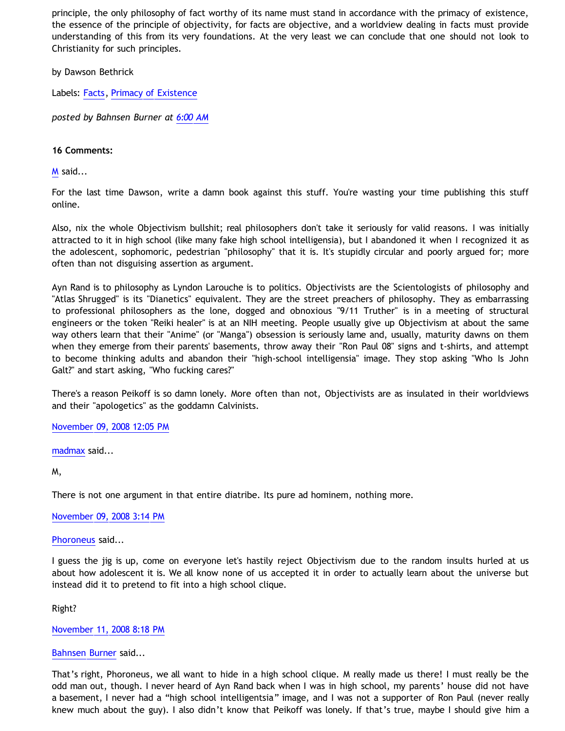principle, the only philosophy of fact worthy of its name must stand in accordance with the primacy of existence, the essence of the principle of objectivity, for facts are objective, and a worldview dealing in facts must provide understanding of this from its very foundations. At the very least we can conclude that one should not look to Christianity for such principles.

by Dawson Bethrick

Labels: Facts, Primacy of Existence

*posted by Bahnsen Burner at 6:00 AM*

**16 Comments:**

M said...

For the last time Dawson, write a damn book against this stuff. You're wasting your time publishing this stuff online.

Also, nix the whole Objectivism bullshit; real philosophers don't take it seriously for valid reasons. I was initially attracted to it in high school (like many fake high school intelligensia), but I abandoned it when I recognized it as the adolescent, sophomoric, pedestrian "philosophy" that it is. It's stupidly circular and poorly argued for; more often than not disguising assertion as argument.

Ayn Rand is to philosophy as Lyndon Larouche is to politics. Objectivists are the Scientologists of philosophy and "Atlas Shrugged" is its "Dianetics" equivalent. They are the street preachers of philosophy. They as embarrassing to professional philosophers as the lone, dogged and obnoxious "9/11 Truther" is in a meeting of structural engineers or the token "Reiki healer" is at an NIH meeting. People usually give up Objectivism at about the same way others learn that their "Anime" (or "Manga") obsession is seriously lame and, usually, maturity dawns on them when they emerge from their parents' basements, throw away their "Ron Paul 08" signs and t-shirts, and attempt to become thinking adults and abandon their "high-school intelligensia" image. They stop asking "Who Is John Galt?" and start asking, "Who fucking cares?"

There's a reason Peikoff is so damn lonely. More often than not, Objectivists are as insulated in their worldviews and their "apologetics" as the goddamn Calvinists.

November 09, 2008 12:05 PM

madmax said...

M,

There is not one argument in that entire diatribe. Its pure ad hominem, nothing more.

November 09, 2008 3:14 PM

Phoroneus said...

I guess the jig is up, come on everyone let's hastily reject Objectivism due to the random insults hurled at us about how adolescent it is. We all know none of us accepted it in order to actually learn about the universe but instead did it to pretend to fit into a high school clique.

Right?

November 11, 2008 8:18 PM

Bahnsen Burner said...

That's right, Phoroneus, we all want to hide in a high school clique. M really made us there! I must really be the odd man out, though. I never heard of Ayn Rand back when I was in high school, my parents' house did not have a basement, I never had a "high school intelligentsia" image, and I was not a supporter of Ron Paul (never really knew much about the guy). I also didn't know that Peikoff was lonely. If that's true, maybe I should give him a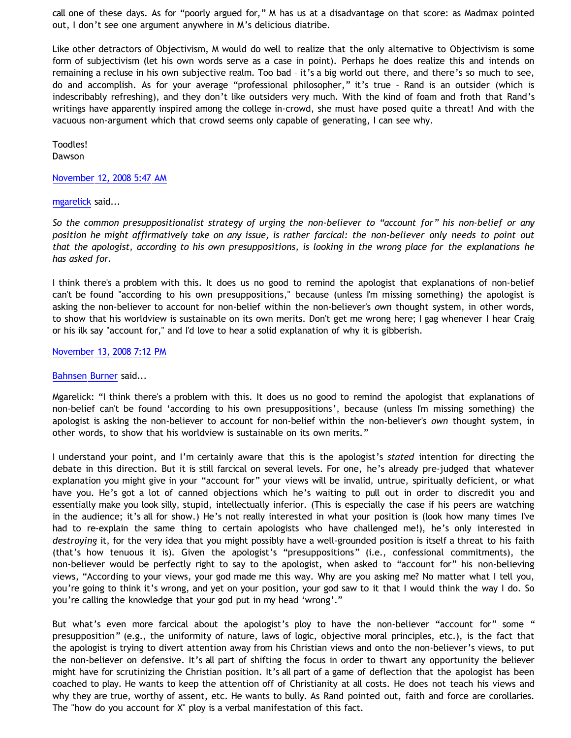call one of these days. As for "poorly argued for," M has us at a disadvantage on that score: as Madmax pointed out, I don't see one argument anywhere in M's delicious diatribe.

Like other detractors of Objectivism, M would do well to realize that the only alternative to Objectivism is some form of subjectivism (let his own words serve as a case in point). Perhaps he does realize this and intends on remaining a recluse in his own subjective realm. Too bad – it's a big world out there, and there's so much to see, do and accomplish. As for your average "professional philosopher," it's true – Rand is an outsider (which is indescribably refreshing), and they don't like outsiders very much. With the kind of foam and froth that Rand's writings have apparently inspired among the college in-crowd, she must have posed quite a threat! And with the vacuous non-argument which that crowd seems only capable of generating, I can see why.

Toodles!
Dawson

November 12, 2008 5:47 AM

mgarelick said...

*So the common presuppositionalist strategy of urging the non-believer to "account for" his non-belief or any position he might affirmatively take on any issue, is rather farcical: the non-believer only needs to point out that the apologist, according to his own presuppositions, is looking in the wrong place for the explanations he has asked for.*

I think there's a problem with this. It does us no good to remind the apologist that explanations of non-belief can't be found "according to his own presuppositions," because (unless I'm missing something) the apologist is asking the non-believer to account for non-belief within the non-believer's *own* thought system, in other words, to show that his worldview is sustainable on its own merits. Don't get me wrong here; I gag whenever I hear Craig or his ilk say "account for," and I'd love to hear a solid explanation of why it is gibberish.

November 13, 2008 7:12 PM

Bahnsen Burner said...

Mgarelick: "I think there's a problem with this. It does us no good to remind the apologist that explanations of non-belief can't be found 'according to his own presuppositions', because (unless I'm missing something) the apologist is asking the non-believer to account for non-belief within the non-believer's *own* thought system, in other words, to show that his worldview is sustainable on its own merits."

I understand your point, and I'm certainly aware that this is the apologist's *stated* intention for directing the debate in this direction. But it is still farcical on several levels. For one, he's already pre-judged that whatever explanation you might give in your "account for" your views will be invalid, untrue, spiritually deficient, or what have you. He's got a lot of canned objections which he's waiting to pull out in order to discredit you and essentially make you look silly, stupid, intellectually inferior. (This is especially the case if his peers are watching in the audience; it's all for show.) He's not really interested in what your position is (look how many times I've had to re-explain the same thing to certain apologists who have challenged me!), he's only interested in *destroying* it, for the very idea that you might possibly have a well-grounded position is itself a threat to his faith (that's how tenuous it is). Given the apologist's "presuppositions" (i.e., confessional commitments), the non-believer would be perfectly right to say to the apologist, when asked to "account for" his non-believing views, "According to your views, your god made me this way. Why are you asking me? No matter what I tell you, you're going to think it's wrong, and yet on your position, your god saw to it that I would think the way I do. So you're calling the knowledge that your god put in my head 'wrong'."

But what's even more farcical about the apologist's ploy to have the non-believer "account for" some " presupposition" (e.g., the uniformity of nature, laws of logic, objective moral principles, etc.), is the fact that the apologist is trying to divert attention away from his Christian views and onto the non-believer's views, to put the non-believer on defensive. It's all part of shifting the focus in order to thwart any opportunity the believer might have for scrutinizing the Christian position. It's all part of a game of deflection that the apologist has been coached to play. He wants to keep the attention off of Christianity at all costs. He does not teach his views and why they are true, worthy of assent, etc. He wants to bully. As Rand pointed out, faith and force are corollaries. The "how do you account for X" ploy is a verbal manifestation of this fact.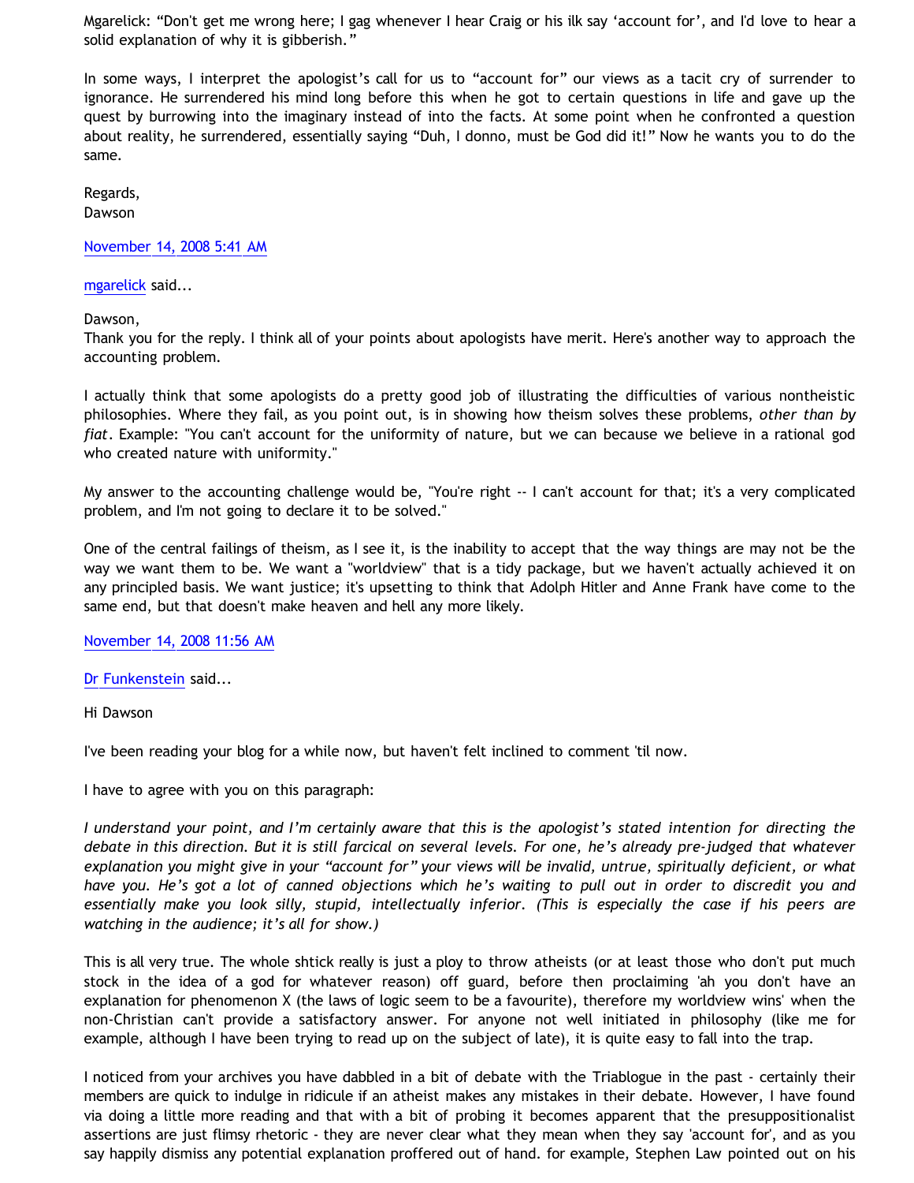Mgarelick: "Don't get me wrong here; I gag whenever I hear Craig or his ilk say 'account for', and I'd love to hear a solid explanation of why it is gibberish."

In some ways, I interpret the apologist's call for us to "account for" our views as a tacit cry of surrender to ignorance. He surrendered his mind long before this when he got to certain questions in life and gave up the quest by burrowing into the imaginary instead of into the facts. At some point when he confronted a question about reality, he surrendered, essentially saying "Duh, I donno, must be God did it!" Now he wants you to do the same.

Regards,
Dawson

November 14, 2008 5:41 AM

mgarelick said...

Dawson,
Thank you for the reply. I think all of your points about apologists have merit. Here's another way to approach the accounting problem.

I actually think that some apologists do a pretty good job of illustrating the difficulties of various nontheistic philosophies. Where they fail, as you point out, is in showing how theism solves these problems, *other than by fiat*. Example: "You can't account for the uniformity of nature, but we can because we believe in a rational god who created nature with uniformity."

My answer to the accounting challenge would be, "You're right -- I can't account for that; it's a very complicated problem, and I'm not going to declare it to be solved."

One of the central failings of theism, as I see it, is the inability to accept that the way things are may not be the way we want them to be. We want a "worldview" that is a tidy package, but we haven't actually achieved it on any principled basis. We want justice; it's upsetting to think that Adolph Hitler and Anne Frank have come to the same end, but that doesn't make heaven and hell any more likely.

November 14, 2008 11:56 AM

Dr Funkenstein said...

Hi Dawson

I've been reading your blog for a while now, but haven't felt inclined to comment 'til now.

I have to agree with you on this paragraph:

*I understand your point, and I'm certainly aware that this is the apologist's stated intention for directing the debate in this direction. But it is still farcical on several levels. For one, he's already pre-judged that whatever explanation you might give in your "account for" your views will be invalid, untrue, spiritually deficient, or what have you. He's got a lot of canned objections which he's waiting to pull out in order to discredit you and essentially make you look silly, stupid, intellectually inferior. (This is especially the case if his peers are watching in the audience; it's all for show.)*

This is all very true. The whole shtick really is just a ploy to throw atheists (or at least those who don't put much stock in the idea of a god for whatever reason) off guard, before then proclaiming 'ah you don't have an explanation for phenomenon X (the laws of logic seem to be a favourite), therefore my worldview wins' when the non-Christian can't provide a satisfactory answer. For anyone not well initiated in philosophy (like me for example, although I have been trying to read up on the subject of late), it is quite easy to fall into the trap.

I noticed from your archives you have dabbled in a bit of debate with the Triablogue in the past - certainly their members are quick to indulge in ridicule if an atheist makes any mistakes in their debate. However, I have found via doing a little more reading and that with a bit of probing it becomes apparent that the presuppositionalist assertions are just flimsy rhetoric - they are never clear what they mean when they say 'account for', and as you say happily dismiss any potential explanation proffered out of hand. for example, Stephen Law pointed out on his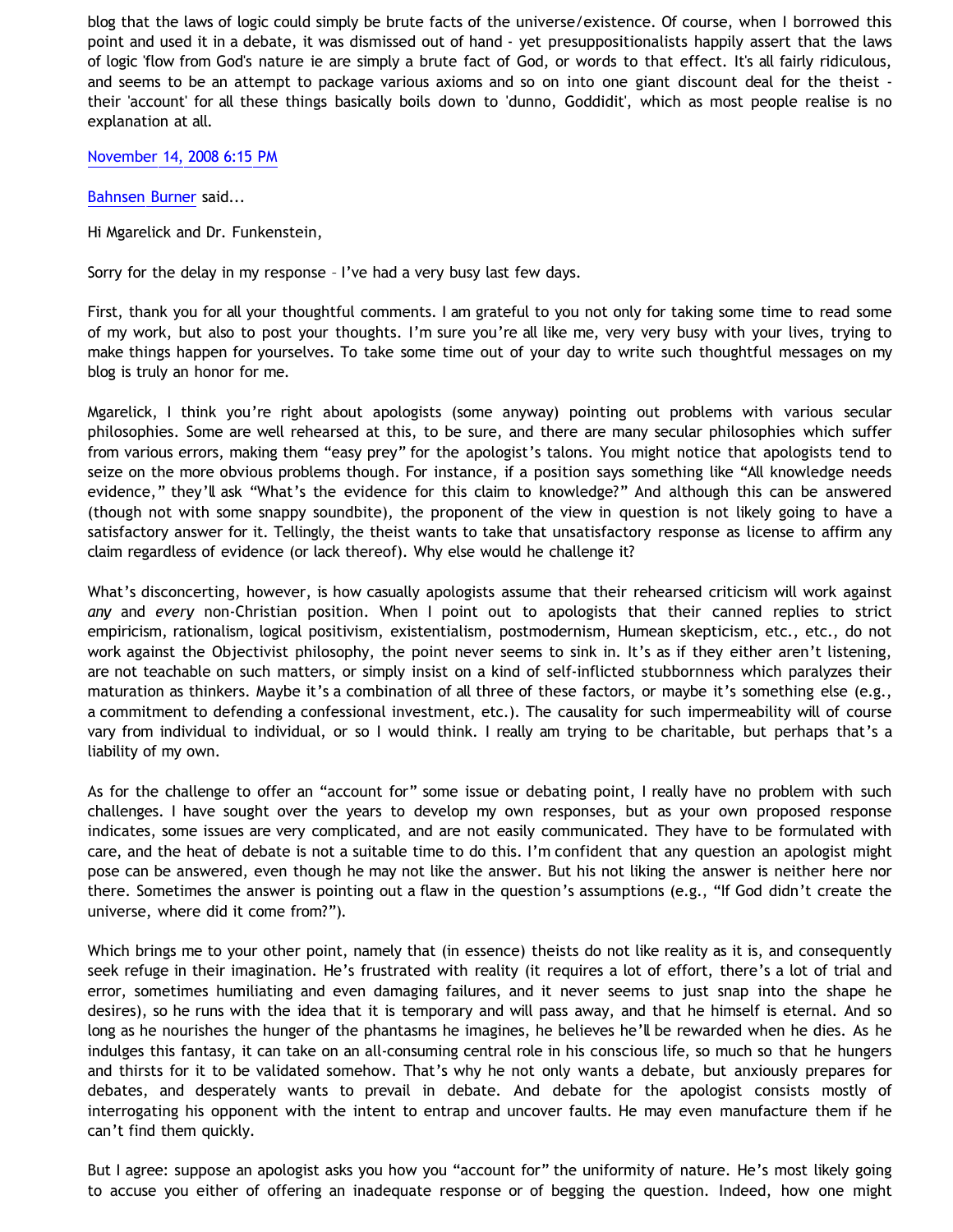blog that the laws of logic could simply be brute facts of the universe/existence. Of course, when I borrowed this point and used it in a debate, it was dismissed out of hand - yet presuppositionalists happily assert that the laws of logic 'flow from God's nature ie are simply a brute fact of God, or words to that effect. It's all fairly ridiculous, and seems to be an attempt to package various axioms and so on into one giant discount deal for the theist - their 'account' for all these things basically boils down to 'dunno, Goddidit', which as most people realise is no explanation at all.

November 14, 2008 6:15 PM

Bahnsen Burner said...

Hi Mgarelick and Dr. Funkenstein,

Sorry for the delay in my response – I've had a very busy last few days.

First, thank you for all your thoughtful comments. I am grateful to you not only for taking some time to read some of my work, but also to post your thoughts. I'm sure you're all like me, very very busy with your lives, trying to make things happen for yourselves. To take some time out of your day to write such thoughtful messages on my blog is truly an honor for me.

Mgarelick, I think you're right about apologists (some anyway) pointing out problems with various secular philosophies. Some are well rehearsed at this, to be sure, and there are many secular philosophies which suffer from various errors, making them "easy prey" for the apologist's talons. You might notice that apologists tend to seize on the more obvious problems though. For instance, if a position says something like "All knowledge needs evidence," they'll ask "What's the evidence for this claim to knowledge?" And although this can be answered (though not with some snappy soundbite), the proponent of the view in question is not likely going to have a satisfactory answer for it. Tellingly, the theist wants to take that unsatisfactory response as license to affirm any claim regardless of evidence (or lack thereof). Why else would he challenge it?

What's disconcerting, however, is how casually apologists assume that their rehearsed criticism will work against *any* and *every* non-Christian position. When I point out to apologists that their canned replies to strict empiricism, rationalism, logical positivism, existentialism, postmodernism, Humean skepticism, etc., etc., do not work against the Objectivist philosophy, the point never seems to sink in. It's as if they either aren't listening, are not teachable on such matters, or simply insist on a kind of self-inflicted stubbornness which paralyzes their maturation as thinkers. Maybe it's a combination of all three of these factors, or maybe it's something else (e.g., a commitment to defending a confessional investment, etc.). The causality for such impermeability will of course vary from individual to individual, or so I would think. I really am trying to be charitable, but perhaps that's a liability of my own.

As for the challenge to offer an "account for" some issue or debating point, I really have no problem with such challenges. I have sought over the years to develop my own responses, but as your own proposed response indicates, some issues are very complicated, and are not easily communicated. They have to be formulated with care, and the heat of debate is not a suitable time to do this. I'm confident that any question an apologist might pose can be answered, even though he may not like the answer. But his not liking the answer is neither here nor there. Sometimes the answer is pointing out a flaw in the question's assumptions (e.g., "If God didn't create the universe, where did it come from?").

Which brings me to your other point, namely that (in essence) theists do not like reality as it is, and consequently seek refuge in their imagination. He's frustrated with reality (it requires a lot of effort, there's a lot of trial and error, sometimes humiliating and even damaging failures, and it never seems to just snap into the shape he desires), so he runs with the idea that it is temporary and will pass away, and that he himself is eternal. And so long as he nourishes the hunger of the phantasms he imagines, he believes he'll be rewarded when he dies. As he indulges this fantasy, it can take on an all-consuming central role in his conscious life, so much so that he hungers and thirsts for it to be validated somehow. That's why he not only wants a debate, but anxiously prepares for debates, and desperately wants to prevail in debate. And debate for the apologist consists mostly of interrogating his opponent with the intent to entrap and uncover faults. He may even manufacture them if he can't find them quickly.

But I agree: suppose an apologist asks you how you "account for" the uniformity of nature. He's most likely going to accuse you either of offering an inadequate response or of begging the question. Indeed, how one might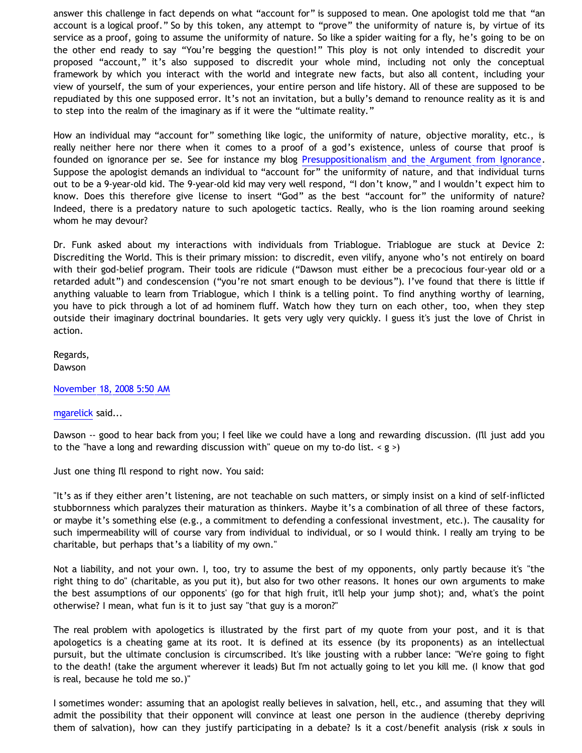answer this challenge in fact depends on what "account for" is supposed to mean. One apologist told me that "an account is a logical proof." So by this token, any attempt to "prove" the uniformity of nature is, by virtue of its service as a proof, going to assume the uniformity of nature. So like a spider waiting for a fly, he's going to be on the other end ready to say "You're begging the question!" This ploy is not only intended to discredit your proposed "account," it's also supposed to discredit your whole mind, including not only the conceptual framework by which you interact with the world and integrate new facts, but also all content, including your view of yourself, the sum of your experiences, your entire person and life history. All of these are supposed to be repudiated by this one supposed error. It's not an invitation, but a bully's demand to renounce reality as it is and to step into the realm of the imaginary as if it were the "ultimate reality."

How an individual may "account for" something like logic, the uniformity of nature, objective morality, etc., is really neither here nor there when it comes to a proof of a god's existence, unless of course that proof is founded on ignorance per se. See for instance my blog [Presuppositionalism and the Argument from Ignorance](). Suppose the apologist demands an individual to "account for" the uniformity of nature, and that individual turns out to be a 9-year-old kid. The 9-year-old kid may very well respond, "I don't know," and I wouldn't expect him to know. Does this therefore give license to insert "God" as the best "account for" the uniformity of nature? Indeed, there is a predatory nature to such apologetic tactics. Really, who is the lion roaming around seeking whom he may devour?

Dr. Funk asked about my interactions with individuals from Triablogue. Triablogue are stuck at Device 2: Discrediting the World. This is their primary mission: to discredit, even vilify, anyone who's not entirely on board with their god-belief program. Their tools are ridicule ("Dawson must either be a precocious four-year old or a retarded adult") and condescension ("you're not smart enough to be devious"). I've found that there is little if anything valuable to learn from Triablogue, which I think is a telling point. To find anything worthy of learning, you have to pick through a lot of ad hominem fluff. Watch how they turn on each other, too, when they step outside their imaginary doctrinal boundaries. It gets very ugly very quickly. I guess it's just the love of Christ in action.

Regards,
Dawson

November 18, 2008 5:50 AM

mgarelick said...

Dawson -- good to hear back from you; I feel like we could have a long and rewarding discussion. (I'll just add you to the "have a long and rewarding discussion with" queue on my to-do list. < g >)

Just one thing I'll respond to right now. You said:

"It's as if they either aren't listening, are not teachable on such matters, or simply insist on a kind of self-inflicted stubbornness which paralyzes their maturation as thinkers. Maybe it's a combination of all three of these factors, or maybe it's something else (e.g., a commitment to defending a confessional investment, etc.). The causality for such impermeability will of course vary from individual to individual, or so I would think. I really am trying to be charitable, but perhaps that's a liability of my own."

Not a liability, and not your own. I, too, try to assume the best of my opponents, only partly because it's "the right thing to do" (charitable, as you put it), but also for two other reasons. It hones our own arguments to make the best assumptions of our opponents' (go for that high fruit, it'll help your jump shot); and, what's the point otherwise? I mean, what fun is it to just say "that guy is a moron?"

The real problem with apologetics is illustrated by the first part of my quote from your post, and it is that apologetics is a cheating game at its root. It is defined at its essence (by its proponents) as an intellectual pursuit, but the ultimate conclusion is circumscribed. It's like jousting with a rubber lance: "We're going to fight to the death! (take the argument wherever it leads) But I'm not actually going to let you kill me. (I know that god is real, because he told me so.)"

I sometimes wonder: assuming that an apologist really believes in salvation, hell, etc., and assuming that they will admit the possibility that their opponent will convince at least one person in the audience (thereby depriving them of salvation), how can they justify participating in a debate? Is it a cost/benefit analysis (risk *x* souls in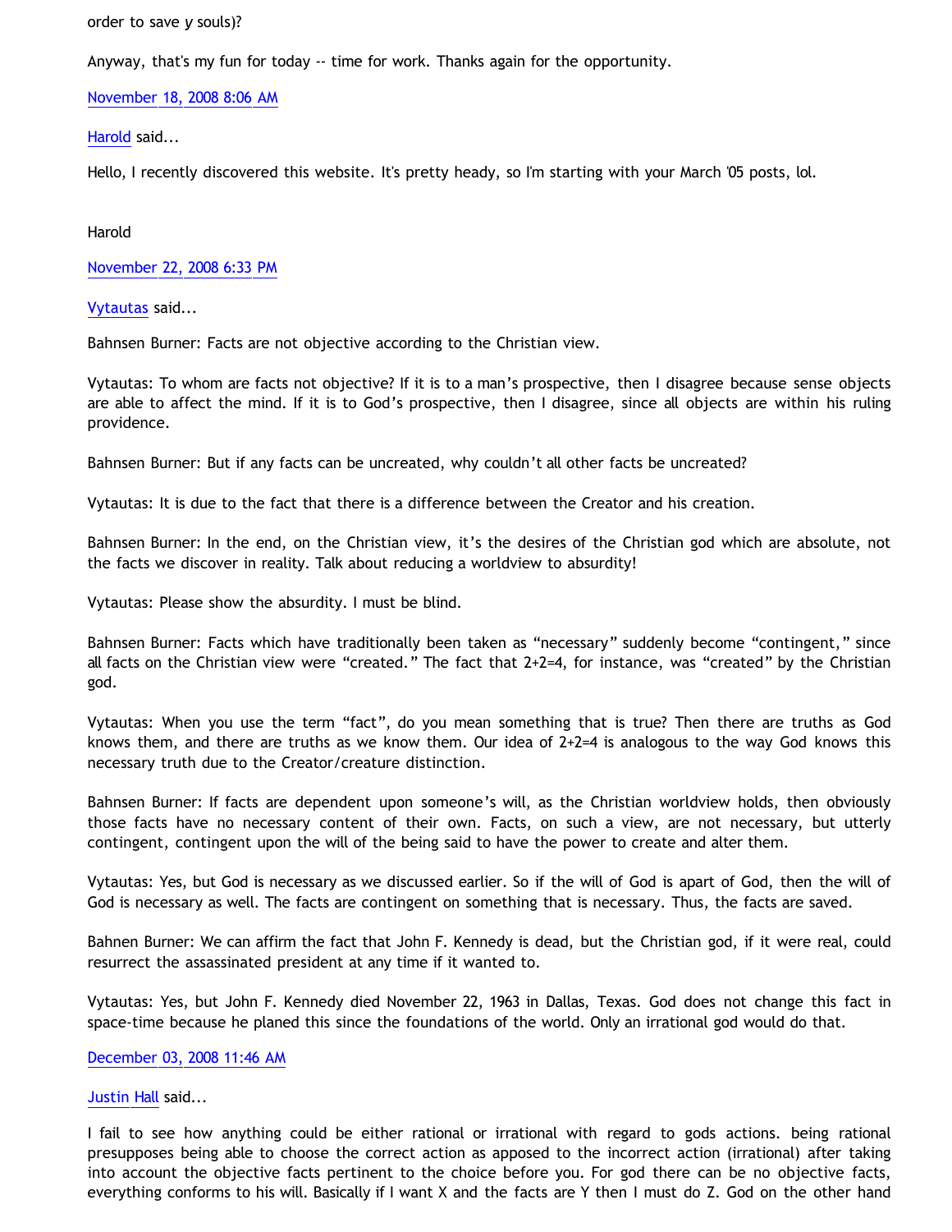order to save *y* souls)?

Anyway, that's my fun for today -- time for work. Thanks again for the opportunity.

November 18, 2008 8:06 AM

Harold said...

Hello, I recently discovered this website. It's pretty heady, so I'm starting with your March '05 posts, lol.

Harold

November 22, 2008 6:33 PM

Vytautas said...

Bahnsen Burner: Facts are not objective according to the Christian view.

Vytautas: To whom are facts not objective? If it is to a man's prospective, then I disagree because sense objects are able to affect the mind. If it is to God's prospective, then I disagree, since all objects are within his ruling providence.

Bahnsen Burner: But if any facts can be uncreated, why couldn't all other facts be uncreated?

Vytautas: It is due to the fact that there is a difference between the Creator and his creation.

Bahnsen Burner: In the end, on the Christian view, it's the desires of the Christian god which are absolute, not the facts we discover in reality. Talk about reducing a worldview to absurdity!

Vytautas: Please show the absurdity. I must be blind.

Bahnsen Burner: Facts which have traditionally been taken as "necessary" suddenly become "contingent," since all facts on the Christian view were "created." The fact that 2+2=4, for instance, was "created" by the Christian god.

Vytautas: When you use the term "fact", do you mean something that is true? Then there are truths as God knows them, and there are truths as we know them. Our idea of 2+2=4 is analogous to the way God knows this necessary truth due to the Creator/creature distinction.

Bahnsen Burner: If facts are dependent upon someone's will, as the Christian worldview holds, then obviously those facts have no necessary content of their own. Facts, on such a view, are not necessary, but utterly contingent, contingent upon the will of the being said to have the power to create and alter them.

Vytautas: Yes, but God is necessary as we discussed earlier. So if the will of God is apart of God, then the will of God is necessary as well. The facts are contingent on something that is necessary. Thus, the facts are saved.

Bahnen Burner: We can affirm the fact that John F. Kennedy is dead, but the Christian god, if it were real, could resurrect the assassinated president at any time if it wanted to.

Vytautas: Yes, but John F. Kennedy died November 22, 1963 in Dallas, Texas. God does not change this fact in space-time because he planed this since the foundations of the world. Only an irrational god would do that.

December 03, 2008 11:46 AM

Justin Hall said...

I fail to see how anything could be either rational or irrational with regard to gods actions. being rational presupposes being able to choose the correct action as apposed to the incorrect action (irrational) after taking into account the objective facts pertinent to the choice before you. For god there can be no objective facts, everything conforms to his will. Basically if I want X and the facts are Y then I must do Z. God on the other hand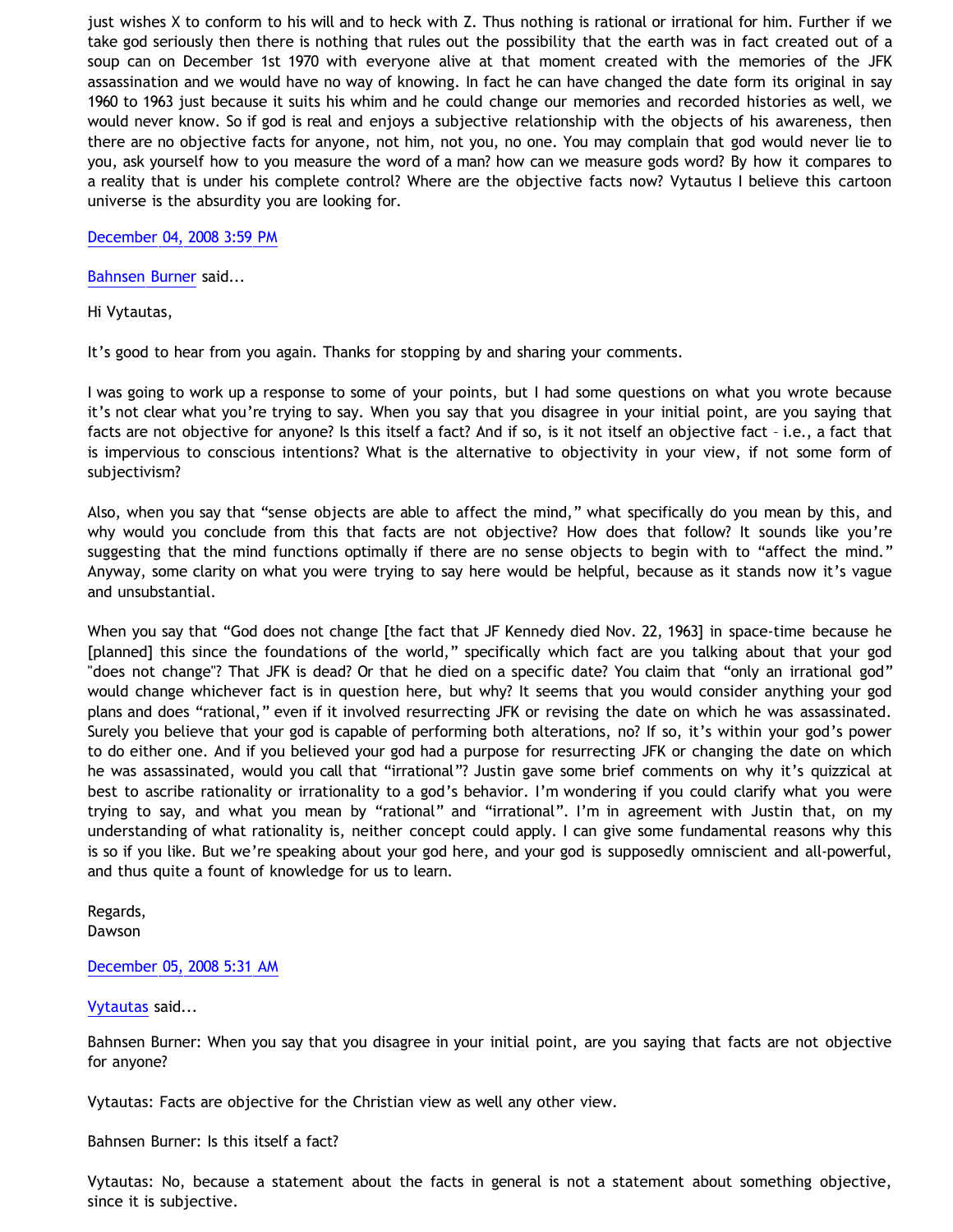just wishes X to conform to his will and to heck with Z. Thus nothing is rational or irrational for him. Further if we take god seriously then there is nothing that rules out the possibility that the earth was in fact created out of a soup can on December 1st 1970 with everyone alive at that moment created with the memories of the JFK assassination and we would have no way of knowing. In fact he can have changed the date form its original in say 1960 to 1963 just because it suits his whim and he could change our memories and recorded histories as well, we would never know. So if god is real and enjoys a subjective relationship with the objects of his awareness, then there are no objective facts for anyone, not him, not you, no one. You may complain that god would never lie to you, ask yourself how to you measure the word of a man? how can we measure gods word? By how it compares to a reality that is under his complete control? Where are the objective facts now? Vytautus I believe this cartoon universe is the absurdity you are looking for.

December 04, 2008 3:59 PM

Bahnsen Burner said...

Hi Vytautas,

It's good to hear from you again. Thanks for stopping by and sharing your comments.

I was going to work up a response to some of your points, but I had some questions on what you wrote because it's not clear what you're trying to say. When you say that you disagree in your initial point, are you saying that facts are not objective for anyone? Is this itself a fact? And if so, is it not itself an objective fact – i.e., a fact that is impervious to conscious intentions? What is the alternative to objectivity in your view, if not some form of subjectivism?

Also, when you say that "sense objects are able to affect the mind," what specifically do you mean by this, and why would you conclude from this that facts are not objective? How does that follow? It sounds like you're suggesting that the mind functions optimally if there are no sense objects to begin with to "affect the mind." Anyway, some clarity on what you were trying to say here would be helpful, because as it stands now it's vague and unsubstantial.

When you say that "God does not change [the fact that JF Kennedy died Nov. 22, 1963] in space-time because he [planned] this since the foundations of the world," specifically which fact are you talking about that your god "does not change"? That JFK is dead? Or that he died on a specific date? You claim that "only an irrational god" would change whichever fact is in question here, but why? It seems that you would consider anything your god plans and does "rational," even if it involved resurrecting JFK or revising the date on which he was assassinated. Surely you believe that your god is capable of performing both alterations, no? If so, it's within your god's power to do either one. And if you believed your god had a purpose for resurrecting JFK or changing the date on which he was assassinated, would you call that "irrational"? Justin gave some brief comments on why it's quizzical at best to ascribe rationality or irrationality to a god's behavior. I'm wondering if you could clarify what you were trying to say, and what you mean by "rational" and "irrational". I'm in agreement with Justin that, on my understanding of what rationality is, neither concept could apply. I can give some fundamental reasons why this is so if you like. But we're speaking about your god here, and your god is supposedly omniscient and all-powerful, and thus quite a fount of knowledge for us to learn.

Regards,
Dawson

December 05, 2008 5:31 AM

Vytautas said...

Bahnsen Burner: When you say that you disagree in your initial point, are you saying that facts are not objective for anyone?

Vytautas: Facts are objective for the Christian view as well any other view.

Bahnsen Burner: Is this itself a fact?

Vytautas: No, because a statement about the facts in general is not a statement about something objective, since it is subjective.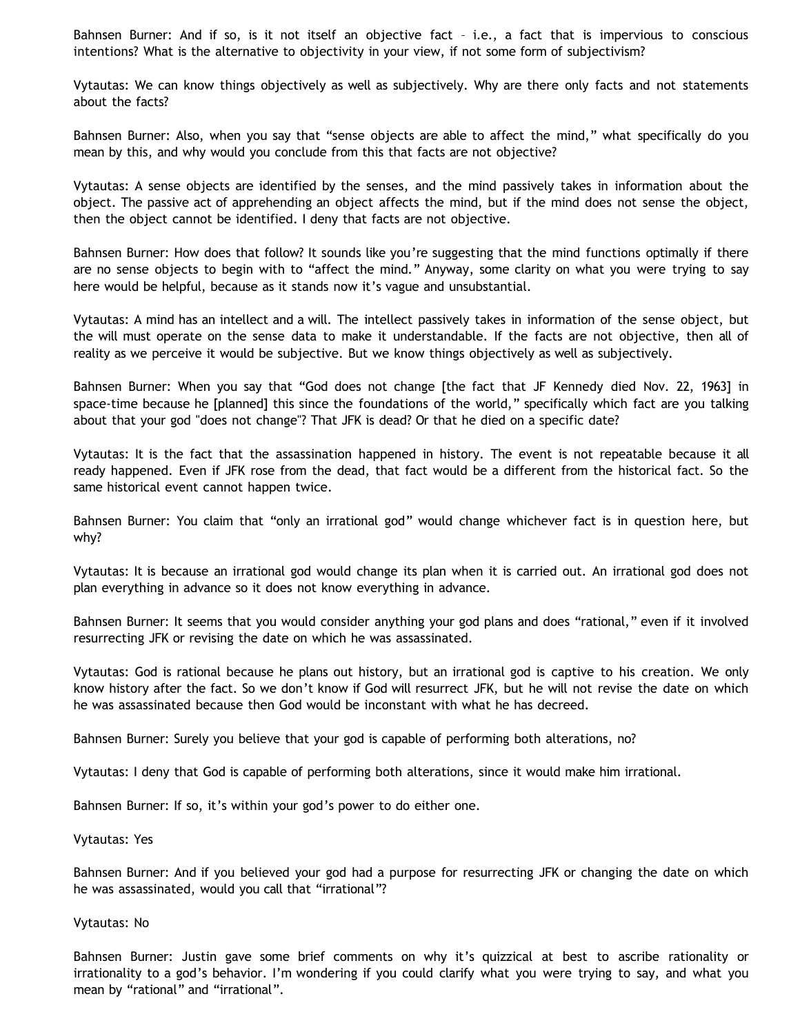Bahnsen Burner: And if so, is it not itself an objective fact – i.e., a fact that is impervious to conscious intentions? What is the alternative to objectivity in your view, if not some form of subjectivism?

Vytautas: We can know things objectively as well as subjectively. Why are there only facts and not statements about the facts?

Bahnsen Burner: Also, when you say that "sense objects are able to affect the mind," what specifically do you mean by this, and why would you conclude from this that facts are not objective?

Vytautas: A sense objects are identified by the senses, and the mind passively takes in information about the object. The passive act of apprehending an object affects the mind, but if the mind does not sense the object, then the object cannot be identified. I deny that facts are not objective.

Bahnsen Burner: How does that follow? It sounds like you're suggesting that the mind functions optimally if there are no sense objects to begin with to "affect the mind." Anyway, some clarity on what you were trying to say here would be helpful, because as it stands now it's vague and unsubstantial.

Vytautas: A mind has an intellect and a will. The intellect passively takes in information of the sense object, but the will must operate on the sense data to make it understandable. If the facts are not objective, then all of reality as we perceive it would be subjective. But we know things objectively as well as subjectively.

Bahnsen Burner: When you say that "God does not change [the fact that JF Kennedy died Nov. 22, 1963] in space-time because he [planned] this since the foundations of the world," specifically which fact are you talking about that your god "does not change"? That JFK is dead? Or that he died on a specific date?

Vytautas: It is the fact that the assassination happened in history. The event is not repeatable because it all ready happened. Even if JFK rose from the dead, that fact would be a different from the historical fact. So the same historical event cannot happen twice.

Bahnsen Burner: You claim that "only an irrational god" would change whichever fact is in question here, but why?

Vytautas: It is because an irrational god would change its plan when it is carried out. An irrational god does not plan everything in advance so it does not know everything in advance.

Bahnsen Burner: It seems that you would consider anything your god plans and does "rational," even if it involved resurrecting JFK or revising the date on which he was assassinated.

Vytautas: God is rational because he plans out history, but an irrational god is captive to his creation. We only know history after the fact. So we don't know if God will resurrect JFK, but he will not revise the date on which he was assassinated because then God would be inconstant with what he has decreed.

Bahnsen Burner: Surely you believe that your god is capable of performing both alterations, no?

Vytautas: I deny that God is capable of performing both alterations, since it would make him irrational.

Bahnsen Burner: If so, it's within your god's power to do either one.

Vytautas: Yes

Bahnsen Burner: And if you believed your god had a purpose for resurrecting JFK or changing the date on which he was assassinated, would you call that "irrational"?

Vytautas: No

Bahnsen Burner: Justin gave some brief comments on why it's quizzical at best to ascribe rationality or irrationality to a god's behavior. I'm wondering if you could clarify what you were trying to say, and what you mean by "rational" and "irrational".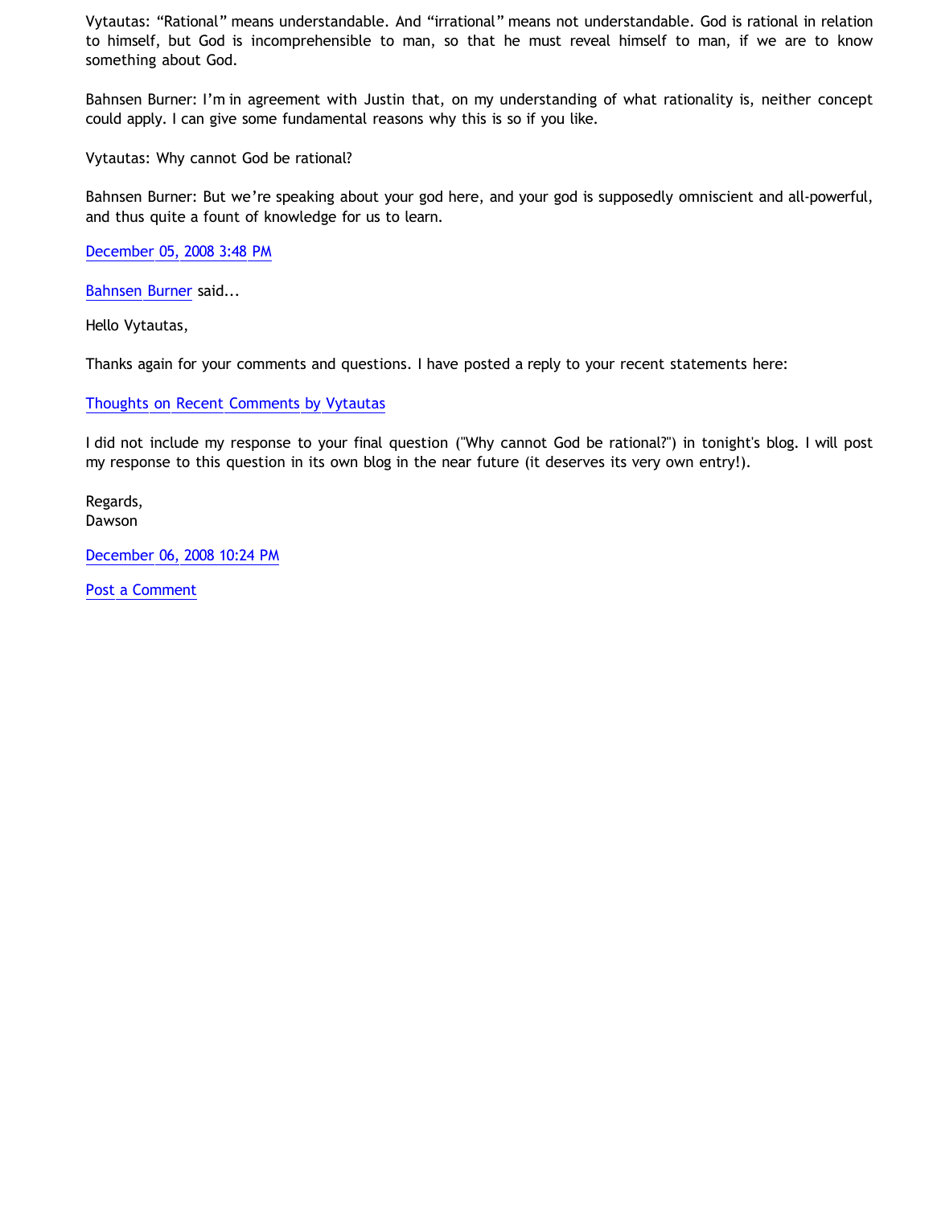Vytautas: “Rational” means understandable. And “irrational” means not understandable. God is rational in relation to himself, but God is incomprehensible to man, so that he must reveal himself to man, if we are to know something about God.

Bahnsen Burner: I’m in agreement with Justin that, on my understanding of what rationality is, neither concept could apply. I can give some fundamental reasons why this is so if you like.

Vytautas: Why cannot God be rational?

Bahnsen Burner: But we’re speaking about your god here, and your god is supposedly omniscient and all-powerful, and thus quite a fount of knowledge for us to learn.

December 05, 2008 3:48 PM

Bahnsen Burner said...

Hello Vytautas,

Thanks again for your comments and questions. I have posted a reply to your recent statements here:

Thoughts on Recent Comments by Vytautas

I did not include my response to your final question ("Why cannot God be rational?") in tonight's blog. I will post my response to this question in its own blog in the near future (it deserves its very own entry!).

Regards,
Dawson

December 06, 2008 10:24 PM

Post a Comment